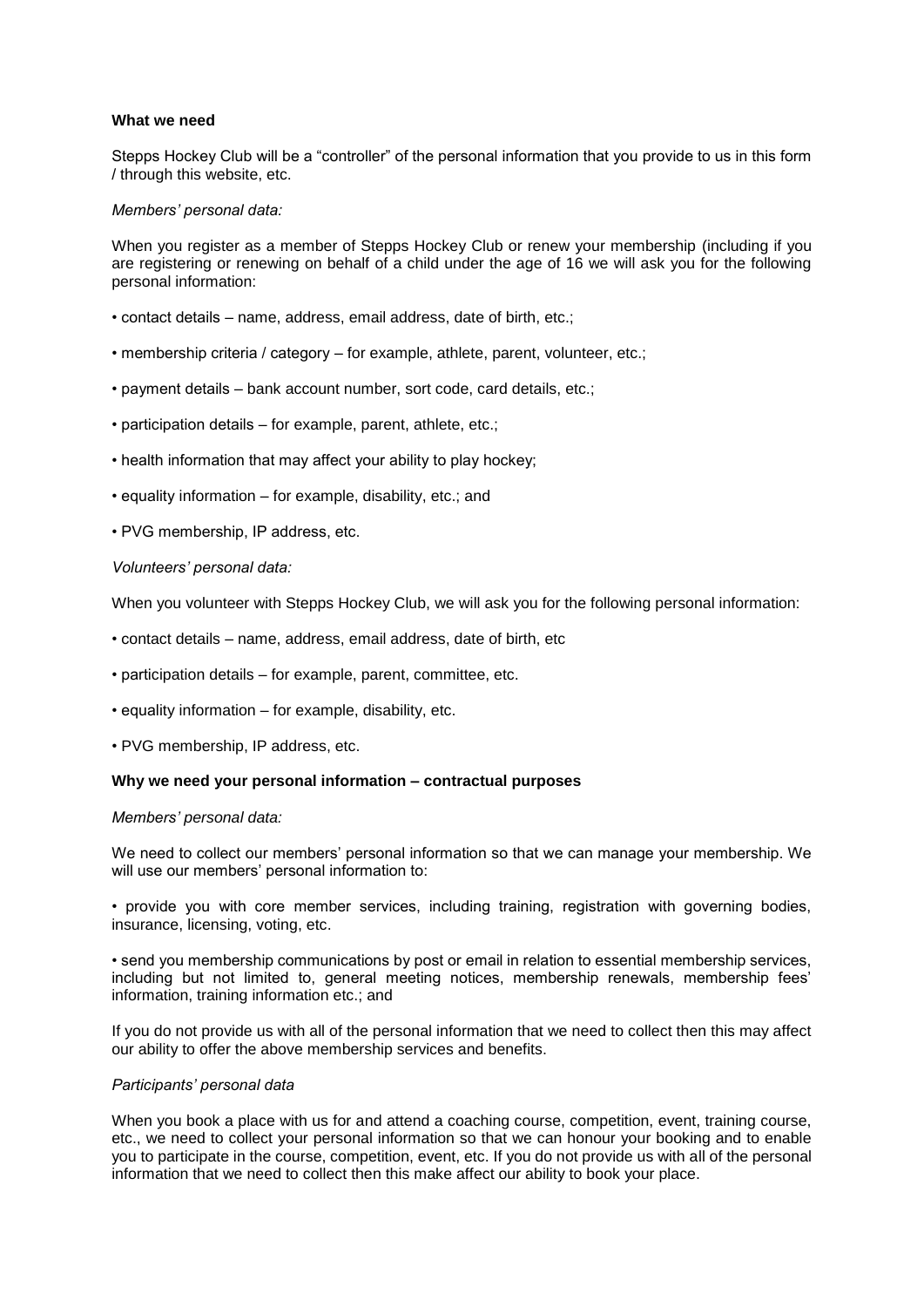**What we need**

Stepps Hockey Club will be a "controller" of the personal information that you provide to us in this form / through this website, etc.

*Members' personal data:*

When you register as a member of Stepps Hockey Club or renew your membership (including if you are registering or renewing on behalf of a child under the age of 16 we will ask you for the following personal information:

- contact details – name, address, email address, date of birth, etc.;
- membership criteria / category – for example, athlete, parent, volunteer, etc.;
- payment details – bank account number, sort code, card details, etc.;
- participation details – for example, parent, athlete, etc.;
- health information that may affect your ability to play hockey;
- equality information – for example, disability, etc.; and
- PVG membership, IP address, etc.

*Volunteers' personal data:*

When you volunteer with Stepps Hockey Club, we will ask you for the following personal information:

- contact details – name, address, email address, date of birth, etc
- participation details – for example, parent, committee, etc.
- equality information – for example, disability, etc.
- PVG membership, IP address, etc.

**Why we need your personal information – contractual purposes**

*Members' personal data:*

We need to collect our members' personal information so that we can manage your membership. We will use our members' personal information to:

- provide you with core member services, including training, registration with governing bodies, insurance, licensing, voting, etc.
- send you membership communications by post or email in relation to essential membership services, including but not limited to, general meeting notices, membership renewals, membership fees' information, training information etc.; and

If you do not provide us with all of the personal information that we need to collect then this may affect our ability to offer the above membership services and benefits.

*Participants' personal data*

When you book a place with us for and attend a coaching course, competition, event, training course, etc., we need to collect your personal information so that we can honour your booking and to enable you to participate in the course, competition, event, etc. If you do not provide us with all of the personal information that we need to collect then this make affect our ability to book your place.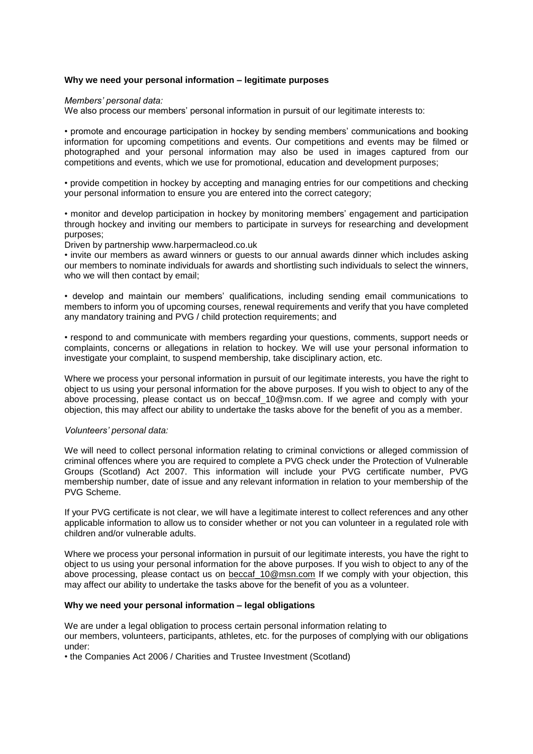**Why we need your personal information – legitimate purposes**

*Members' personal data:*

We also process our members' personal information in pursuit of our legitimate interests to:

• promote and encourage participation in hockey by sending members' communications and booking information for upcoming competitions and events. Our competitions and events may be filmed or photographed and your personal information may also be used in images captured from our competitions and events, which we use for promotional, education and development purposes;

• provide competition in hockey by accepting and managing entries for our competitions and checking your personal information to ensure you are entered into the correct category;

• monitor and develop participation in hockey by monitoring members' engagement and participation through hockey and inviting our members to participate in surveys for researching and development purposes;

Driven by partnership www.harpermacleod.co.uk

• invite our members as award winners or guests to our annual awards dinner which includes asking our members to nominate individuals for awards and shortlisting such individuals to select the winners, who we will then contact by email;

• develop and maintain our members' qualifications, including sending email communications to members to inform you of upcoming courses, renewal requirements and verify that you have completed any mandatory training and PVG / child protection requirements; and

• respond to and communicate with members regarding your questions, comments, support needs or complaints, concerns or allegations in relation to hockey. We will use your personal information to investigate your complaint, to suspend membership, take disciplinary action, etc.

Where we process your personal information in pursuit of our legitimate interests, you have the right to object to us using your personal information for the above purposes. If you wish to object to any of the above processing, please contact us on beccaf_10@msn.com. If we agree and comply with your objection, this may affect our ability to undertake the tasks above for the benefit of you as a member.

*Volunteers' personal data:*

We will need to collect personal information relating to criminal convictions or alleged commission of criminal offences where you are required to complete a PVG check under the Protection of Vulnerable Groups (Scotland) Act 2007. This information will include your PVG certificate number, PVG membership number, date of issue and any relevant information in relation to your membership of the PVG Scheme.

If your PVG certificate is not clear, we will have a legitimate interest to collect references and any other applicable information to allow us to consider whether or not you can volunteer in a regulated role with children and/or vulnerable adults.

Where we process your personal information in pursuit of our legitimate interests, you have the right to object to us using your personal information for the above purposes. If you wish to object to any of the above processing, please contact us on beccaf_10@msn.com If we comply with your objection, this may affect our ability to undertake the tasks above for the benefit of you as a volunteer.

**Why we need your personal information – legal obligations**

We are under a legal obligation to process certain personal information relating to our members, volunteers, participants, athletes, etc. for the purposes of complying with our obligations under:

• the Companies Act 2006 / Charities and Trustee Investment (Scotland)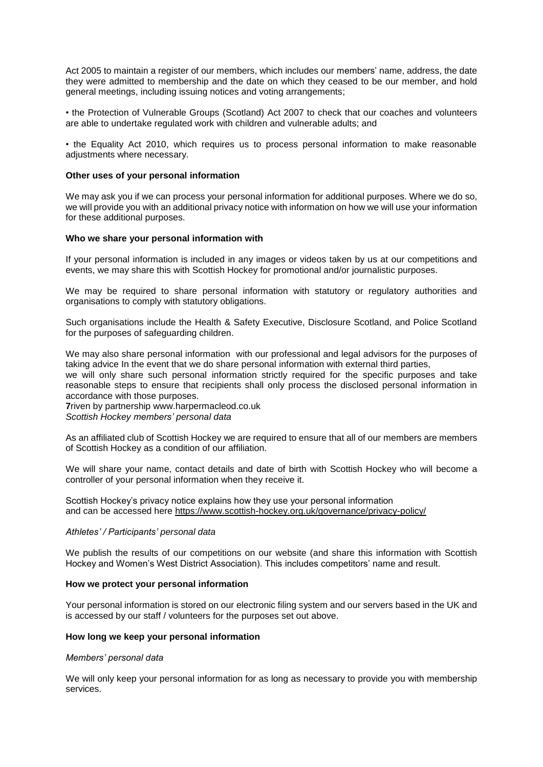Act 2005 to maintain a register of our members, which includes our members' name, address, the date they were admitted to membership and the date on which they ceased to be our member, and hold general meetings, including issuing notices and voting arrangements;

• the Protection of Vulnerable Groups (Scotland) Act 2007 to check that our coaches and volunteers are able to undertake regulated work with children and vulnerable adults; and

• the Equality Act 2010, which requires us to process personal information to make reasonable adjustments where necessary.

**Other uses of your personal information**

We may ask you if we can process your personal information for additional purposes. Where we do so, we will provide you with an additional privacy notice with information on how we will use your information for these additional purposes.

**Who we share your personal information with**

If your personal information is included in any images or videos taken by us at our competitions and events, we may share this with Scottish Hockey for promotional and/or journalistic purposes.

We may be required to share personal information with statutory or regulatory authorities and organisations to comply with statutory obligations.

Such organisations include the Health & Safety Executive, Disclosure Scotland, and Police Scotland for the purposes of safeguarding children.

We may also share personal information with our professional and legal advisors for the purposes of taking advice In the event that we do share personal information with external third parties, we will only share such personal information strictly required for the specific purposes and take reasonable steps to ensure that recipients shall only process the disclosed personal information in accordance with those purposes.

**7**riven by partnership www.harpermacleod.co.uk

*Scottish Hockey members' personal data*

As an affiliated club of Scottish Hockey we are required to ensure that all of our members are members of Scottish Hockey as a condition of our affiliation.

We will share your name, contact details and date of birth with Scottish Hockey who will become a controller of your personal information when they receive it.

Scottish Hockey's privacy notice explains how they use your personal information and can be accessed here https://www.scottish-hockey.org.uk/governance/privacy-policy/

*Athletes' / Participants' personal data*

We publish the results of our competitions on our website (and share this information with Scottish Hockey and Women's West District Association). This includes competitors' name and result.

**How we protect your personal information**

Your personal information is stored on our electronic filing system and our servers based in the UK and is accessed by our staff / volunteers for the purposes set out above.

**How long we keep your personal information**

*Members' personal data*

We will only keep your personal information for as long as necessary to provide you with membership services.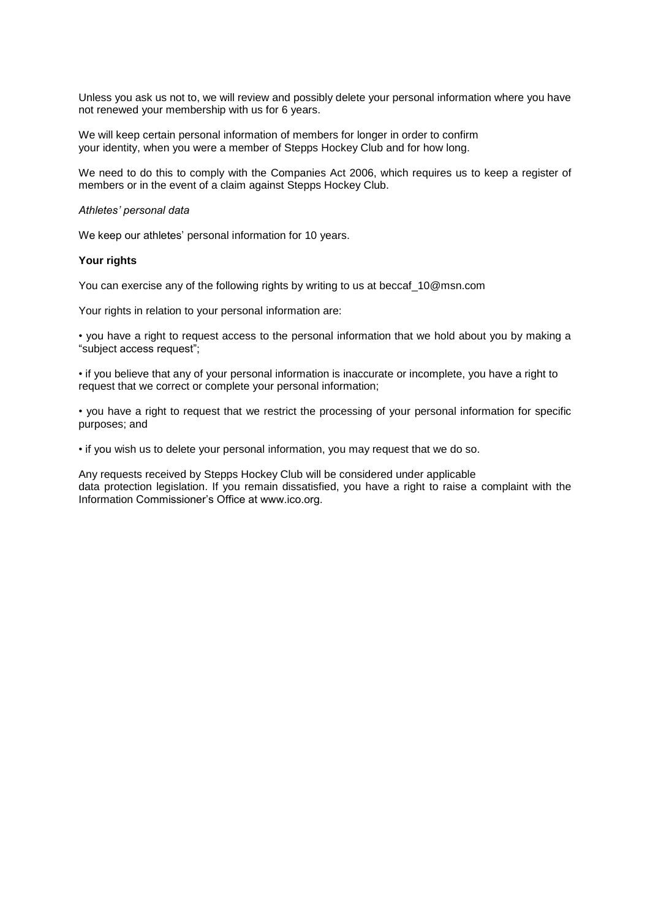Unless you ask us not to, we will review and possibly delete your personal information where you have not renewed your membership with us for 6 years.

We will keep certain personal information of members for longer in order to confirm your identity, when you were a member of Stepps Hockey Club and for how long.

We need to do this to comply with the Companies Act 2006, which requires us to keep a register of members or in the event of a claim against Stepps Hockey Club.

*Athletes' personal data*

We keep our athletes' personal information for 10 years.

**Your rights**

You can exercise any of the following rights by writing to us at beccaf_10@msn.com

Your rights in relation to your personal information are:

• you have a right to request access to the personal information that we hold about you by making a "subject access request";

• if you believe that any of your personal information is inaccurate or incomplete, you have a right to request that we correct or complete your personal information;

• you have a right to request that we restrict the processing of your personal information for specific purposes; and

• if you wish us to delete your personal information, you may request that we do so.

Any requests received by Stepps Hockey Club will be considered under applicable data protection legislation. If you remain dissatisfied, you have a right to raise a complaint with the Information Commissioner's Office at www.ico.org.